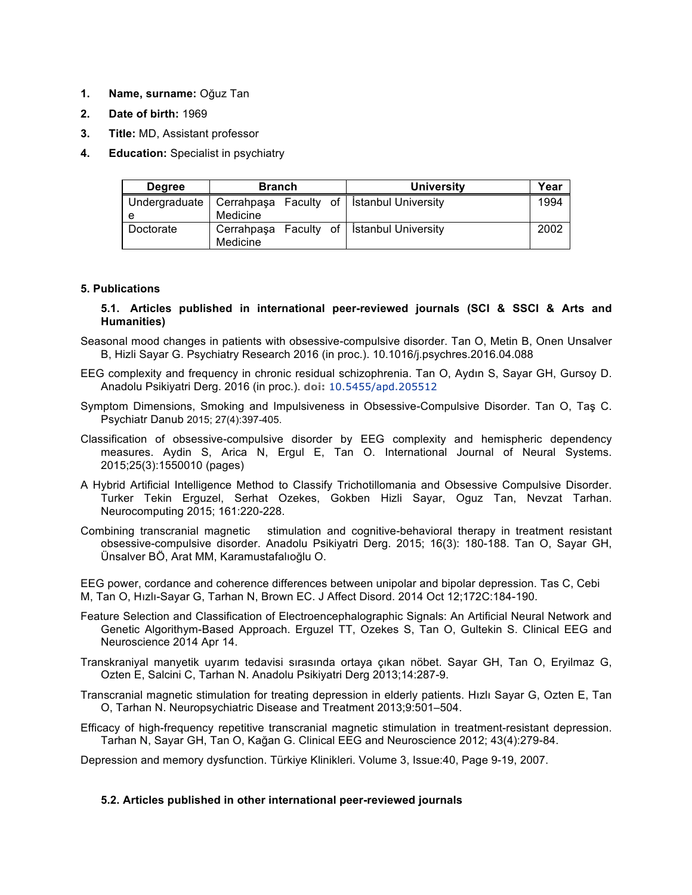1. **Name, surname:** Oğuz Tan
2. **Date of birth:** 1969
3. **Title:** MD, Assistant professor
4. **Education:** Specialist in psychiatry

| Degree | Branch | University | Year |
|---|---|---|---|
| Undergraduate | Cerrahpaşa Faculty of Medicine | İstanbul University | 1994 |
| Doctorate | Cerrahpaşa Faculty of Medicine | İstanbul University | 2002 |

## 5. Publications

### 5.1. Articles published in international peer-reviewed journals (SCI & SSCI & Arts and Humanities)

Seasonal mood changes in patients with obsessive-compulsive disorder. Tan O, Metin B, Onen Unsalver B, Hizli Sayar G. Psychiatry Research 2016 (in proc.). 10.1016/j.psychres.2016.04.088

EEG complexity and frequency in chronic residual schizophrenia. Tan O, Aydın S, Sayar GH, Gursoy D. Anadolu Psikiyatri Derg. 2016 (in proc.). **doi:** 10.5455/apd.205512

Symptom Dimensions, Smoking and Impulsiveness in Obsessive-Compulsive Disorder. Tan O, Taş C. Psychiatr Danub 2015; 27(4):397-405.

Classification of obsessive-compulsive disorder by EEG complexity and hemispheric dependency measures. Aydin S, Arica N, Ergul E, Tan O. International Journal of Neural Systems. 2015;25(3):1550010 (pages)

A Hybrid Artificial Intelligence Method to Classify Trichotillomania and Obsessive Compulsive Disorder. Turker Tekin Erguzel, Serhat Ozekes, Gokben Hizli Sayar, Oguz Tan, Nevzat Tarhan. Neurocomputing 2015; 161:220-228.

Combining transcranial magnetic stimulation and cognitive-behavioral therapy in treatment resistant obsessive-compulsive disorder. Anadolu Psikiyatri Derg. 2015; 16(3): 180-188. Tan O, Sayar GH, Ünsalver BÖ, Arat MM, Karamustafalıoğlu O.

EEG power, cordance and coherence differences between unipolar and bipolar depression. Tas C, Cebi M, Tan O, Hızlı-Sayar G, Tarhan N, Brown EC. J Affect Disord. 2014 Oct 12;172C:184-190.

Feature Selection and Classification of Electroencephalographic Signals: An Artificial Neural Network and Genetic Algorithym-Based Approach. Erguzel TT, Ozekes S, Tan O, Gultekin S. Clinical EEG and Neuroscience 2014 Apr 14.

Transkraniyal manyetik uyarım tedavisi sırasında ortaya çıkan nöbet. Sayar GH, Tan O, Eryilmaz G, Ozten E, Salcini C, Tarhan N. Anadolu Psikiyatri Derg 2013;14:287-9.

Transcranial magnetic stimulation for treating depression in elderly patients. Hızlı Sayar G, Ozten E, Tan O, Tarhan N. Neuropsychiatric Disease and Treatment 2013;9:501–504.

Efficacy of high-frequency repetitive transcranial magnetic stimulation in treatment-resistant depression. Tarhan N, Sayar GH, Tan O, Kağan G. Clinical EEG and Neuroscience 2012; 43(4):279-84.

Depression and memory dysfunction. Türkiye Klinikleri. Volume 3, Issue:40, Page 9-19, 2007.

### 5.2. Articles published in other international peer-reviewed journals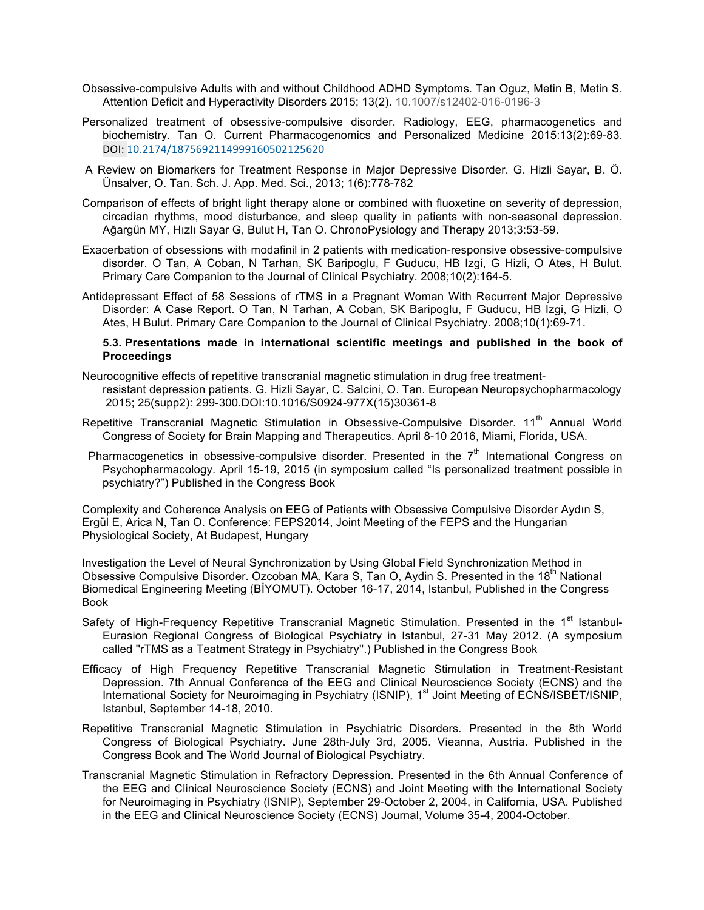Obsessive-compulsive Adults with and without Childhood ADHD Symptoms. Tan Oguz, Metin B, Metin S. Attention Deficit and Hyperactivity Disorders 2015; 13(2). 10.1007/s12402-016-0196-3

Personalized treatment of obsessive-compulsive disorder. Radiology, EEG, pharmacogenetics and biochemistry. Tan O. Current Pharmacogenomics and Personalized Medicine 2015:13(2):69-83. DOI: 10.2174/1875692114999160502125620

A Review on Biomarkers for Treatment Response in Major Depressive Disorder. G. Hizli Sayar, B. Ö. Ünsalver, O. Tan. Sch. J. App. Med. Sci., 2013; 1(6):778-782

Comparison of effects of bright light therapy alone or combined with fluoxetine on severity of depression, circadian rhythms, mood disturbance, and sleep quality in patients with non-seasonal depression. Ağargün MY, Hızlı Sayar G, Bulut H, Tan O. ChronoPysiology and Therapy 2013;3:53-59.

Exacerbation of obsessions with modafinil in 2 patients with medication-responsive obsessive-compulsive disorder. O Tan, A Coban, N Tarhan, SK Baripoglu, F Guducu, HB Izgi, G Hizli, O Ates, H Bulut. Primary Care Companion to the Journal of Clinical Psychiatry. 2008;10(2):164-5.

Antidepressant Effect of 58 Sessions of rTMS in a Pregnant Woman With Recurrent Major Depressive Disorder: A Case Report. O Tan, N Tarhan, A Coban, SK Baripoglu, F Guducu, HB Izgi, G Hizli, O Ates, H Bulut. Primary Care Companion to the Journal of Clinical Psychiatry. 2008;10(1):69-71.

**5.3. Presentations made in international scientific meetings and published in the book of Proceedings**

Neurocognitive effects of repetitive transcranial magnetic stimulation in drug free treatment-resistant depression patients. G. Hizli Sayar, C. Salcini, O. Tan. European Neuropsychopharmacology 2015; 25(supp2): 299-300.DOI:10.1016/S0924-977X(15)30361-8

Repetitive Transcranial Magnetic Stimulation in Obsessive-Compulsive Disorder. 11th Annual World Congress of Society for Brain Mapping and Therapeutics. April 8-10 2016, Miami, Florida, USA.

Pharmacogenetics in obsessive-compulsive disorder. Presented in the 7th International Congress on Psychopharmacology. April 15-19, 2015 (in symposium called "Is personalized treatment possible in psychiatry?") Published in the Congress Book

Complexity and Coherence Analysis on EEG of Patients with Obsessive Compulsive Disorder Aydın S, Ergül E, Arica N, Tan O. Conference: FEPS2014, Joint Meeting of the FEPS and the Hungarian Physiological Society, At Budapest, Hungary

Investigation the Level of Neural Synchronization by Using Global Field Synchronization Method in Obsessive Compulsive Disorder. Ozcoban MA, Kara S, Tan O, Aydin S. Presented in the 18th National Biomedical Engineering Meeting (BİYOMUT). October 16-17, 2014, Istanbul, Published in the Congress Book

Safety of High-Frequency Repetitive Transcranial Magnetic Stimulation. Presented in the 1st Istanbul-Eurasion Regional Congress of Biological Psychiatry in Istanbul, 27-31 May 2012. (A symposium called "rTMS as a Teatment Strategy in Psychiatry".) Published in the Congress Book

Efficacy of High Frequency Repetitive Transcranial Magnetic Stimulation in Treatment-Resistant Depression. 7th Annual Conference of the EEG and Clinical Neuroscience Society (ECNS) and the International Society for Neuroimaging in Psychiatry (ISNIP), 1st Joint Meeting of ECNS/ISBET/ISNIP, Istanbul, September 14-18, 2010.

Repetitive Transcranial Magnetic Stimulation in Psychiatric Disorders. Presented in the 8th World Congress of Biological Psychiatry. June 28th-July 3rd, 2005. Vieanna, Austria. Published in the Congress Book and The World Journal of Biological Psychiatry.

Transcranial Magnetic Stimulation in Refractory Depression. Presented in the 6th Annual Conference of the EEG and Clinical Neuroscience Society (ECNS) and Joint Meeting with the International Society for Neuroimaging in Psychiatry (ISNIP), September 29-October 2, 2004, in California, USA. Published in the EEG and Clinical Neuroscience Society (ECNS) Journal, Volume 35-4, 2004-October.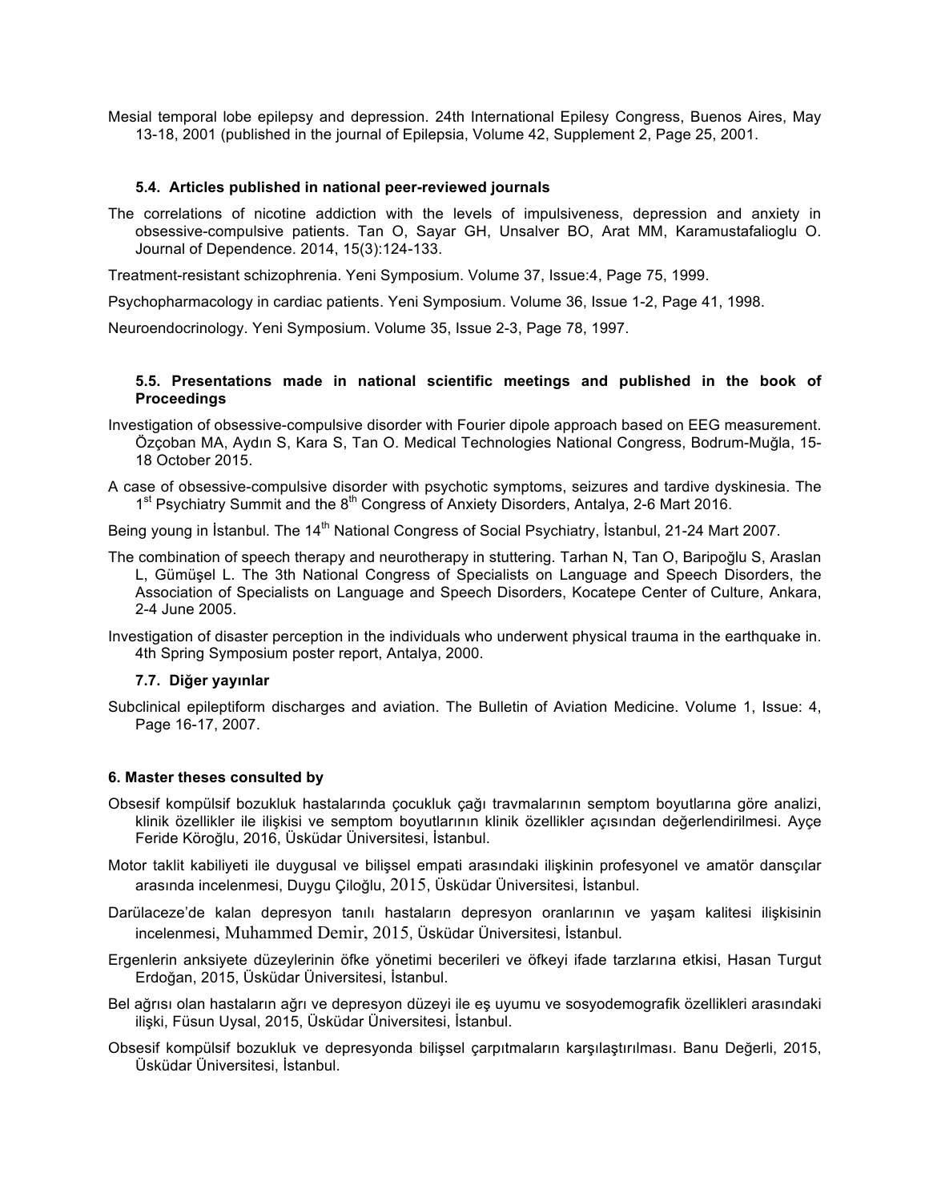Mesial temporal lobe epilepsy and depression. 24th International Epilesy Congress, Buenos Aires, May 13-18, 2001 (published in the journal of Epilepsia, Volume 42, Supplement 2, Page 25, 2001.

### 5.4. Articles published in national peer-reviewed journals

The correlations of nicotine addiction with the levels of impulsiveness, depression and anxiety in obsessive-compulsive patients. Tan O, Sayar GH, Unsalver BO, Arat MM, Karamustafalioglu O. Journal of Dependence. 2014, 15(3):124-133.

Treatment-resistant schizophrenia. Yeni Symposium. Volume 37, Issue:4, Page 75, 1999.

Psychopharmacology in cardiac patients. Yeni Symposium. Volume 36, Issue 1-2, Page 41, 1998.

Neuroendocrinology. Yeni Symposium. Volume 35, Issue 2-3, Page 78, 1997.

### 5.5. Presentations made in national scientific meetings and published in the book of Proceedings

Investigation of obsessive-compulsive disorder with Fourier dipole approach based on EEG measurement. Özçoban MA, Aydın S, Kara S, Tan O. Medical Technologies National Congress, Bodrum-Muğla, 15-18 October 2015.

A case of obsessive-compulsive disorder with psychotic symptoms, seizures and tardive dyskinesia. The 1st Psychiatry Summit and the 8th Congress of Anxiety Disorders, Antalya, 2-6 Mart 2016.

Being young in İstanbul. The 14th National Congress of Social Psychiatry, İstanbul, 21-24 Mart 2007.

The combination of speech therapy and neurotherapy in stuttering. Tarhan N, Tan O, Baripoğlu S, Araslan L, Gümüşel L. The 3th National Congress of Specialists on Language and Speech Disorders, the Association of Specialists on Language and Speech Disorders, Kocatepe Center of Culture, Ankara, 2-4 June 2005.

Investigation of disaster perception in the individuals who underwent physical trauma in the earthquake in. 4th Spring Symposium poster report, Antalya, 2000.

### 7.7. Diğer yayınlar

Subclinical epileptiform discharges and aviation. The Bulletin of Aviation Medicine. Volume 1, Issue: 4, Page 16-17, 2007.

## 6. Master theses consulted by

Obsesif kompülsif bozukluk hastalarında çocukluk çağı travmalarının semptom boyutlarına göre analizi, klinik özellikler ile ilişkisi ve semptom boyutlarının klinik özellikler açısından değerlendirilmesi. Ayçe Feride Köroğlu, 2016, Üsküdar Üniversitesi, İstanbul.

Motor taklit kabiliyeti ile duygusal ve bilişsel empati arasındaki ilişkinin profesyonel ve amatör dansçılar arasında incelenmesi, Duygu Çiloğlu, 2015, Üsküdar Üniversitesi, İstanbul.

Darülaceze'de kalan depresyon tanılı hastaların depresyon oranlarının ve yaşam kalitesi ilişkisinin incelenmesi, Muhammed Demir, 2015, Üsküdar Üniversitesi, İstanbul.

Ergenlerin anksiyete düzeylerinin öfke yönetimi becerileri ve öfkeyi ifade tarzlarına etkisi, Hasan Turgut Erdoğan, 2015, Üsküdar Üniversitesi, İstanbul.

Bel ağrısı olan hastaların ağrı ve depresyon düzeyi ile eş uyumu ve sosyodemografik özellikleri arasındaki ilişki, Füsun Uysal, 2015, Üsküdar Üniversitesi, İstanbul.

Obsesif kompülsif bozukluk ve depresyonda bilişsel çarpıtmaların karşılaştırılması. Banu Değerli, 2015, Üsküdar Üniversitesi, İstanbul.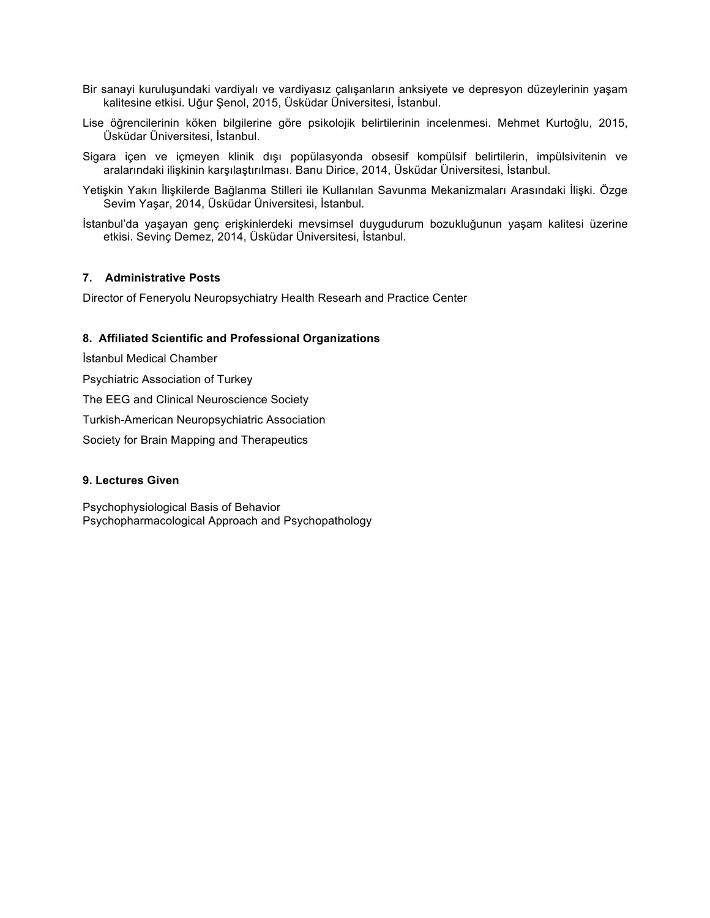Bir sanayi kuruluşundaki vardiyalı ve vardiyasız çalışanların anksiyete ve depresyon düzeylerinin yaşam kalitesine etkisi. Uğur Şenol, 2015, Üsküdar Üniversitesi, İstanbul.

Lise öğrencilerinin köken bilgilerine göre psikolojik belirtilerinin incelenmesi. Mehmet Kurtoğlu, 2015, Üsküdar Üniversitesi, İstanbul.

Sigara içen ve içmeyen klinik dışı popülasyonda obsesif kompülsif belirtilerin, impülsivitenin ve aralarındaki ilişkinin karşılaştırılması. Banu Dirice, 2014, Üsküdar Üniversitesi, İstanbul.

Yetişkin Yakın İlişkilerde Bağlanma Stilleri ile Kullanılan Savunma Mekanizmaları Arasındaki İlişki. Özge Sevim Yaşar, 2014, Üsküdar Üniversitesi, İstanbul.

İstanbul'da yaşayan genç erişkinlerdeki mevsimsel duygudurum bozukluğunun yaşam kalitesi üzerine etkisi. Sevinç Demez, 2014, Üsküdar Üniversitesi, İstanbul.

## 7. Administrative Posts

Director of Feneryolu Neuropsychiatry Health Researh and Practice Center

## 8. Affiliated Scientific and Professional Organizations

İstanbul Medical Chamber

Psychiatric Association of Turkey

The EEG and Clinical Neuroscience Society

Turkish-American Neuropsychiatric Association

Society for Brain Mapping and Therapeutics

## 9. Lectures Given

Psychophysiological Basis of Behavior
Psychopharmacological Approach and Psychopathology